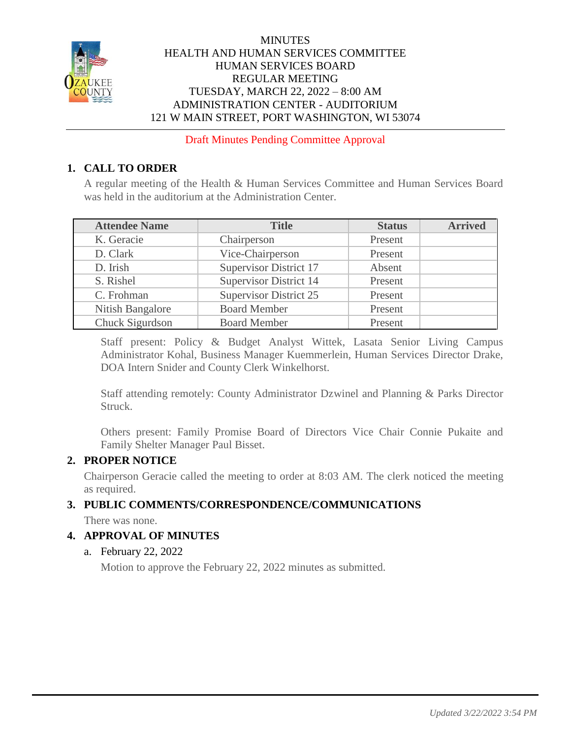# MINUTES
## HEALTH AND HUMAN SERVICES COMMITTEE
## HUMAN SERVICES BOARD
## REGULAR MEETING
## TUESDAY, MARCH 22, 2022 – 8:00 AM
## ADMINISTRATION CENTER - AUDITORIUM
## 121 W MAIN STREET, PORT WASHINGTON, WI 53074

Draft Minutes Pending Committee Approval

### 1. CALL TO ORDER

A regular meeting of the Health & Human Services Committee and Human Services Board was held in the auditorium at the Administration Center.

| Attendee Name | Title | Status | Arrived |
|---|---|---|---|
| K. Geracie | Chairperson | Present | |
| D. Clark | Vice-Chairperson | Present | |
| D. Irish | Supervisor District 17 | Absent | |
| S. Rishel | Supervisor District 14 | Present | |
| C. Frohman | Supervisor District 25 | Present | |
| Nitish Bangalore | Board Member | Present | |
| Chuck Sigurdson | Board Member | Present | |

Staff present: Policy & Budget Analyst Wittek, Lasata Senior Living Campus Administrator Kohal, Business Manager Kuemmerlein, Human Services Director Drake, DOA Intern Snider and County Clerk Winkelhorst.

Staff attending remotely: County Administrator Dzwinel and Planning & Parks Director Struck.

Others present: Family Promise Board of Directors Vice Chair Connie Pukaite and Family Shelter Manager Paul Bisset.

### 2. PROPER NOTICE

Chairperson Geracie called the meeting to order at 8:03 AM. The clerk noticed the meeting as required.

### 3. PUBLIC COMMENTS/CORRESPONDENCE/COMMUNICATIONS

There was none.

### 4. APPROVAL OF MINUTES

a. February 22, 2022

Motion to approve the February 22, 2022 minutes as submitted.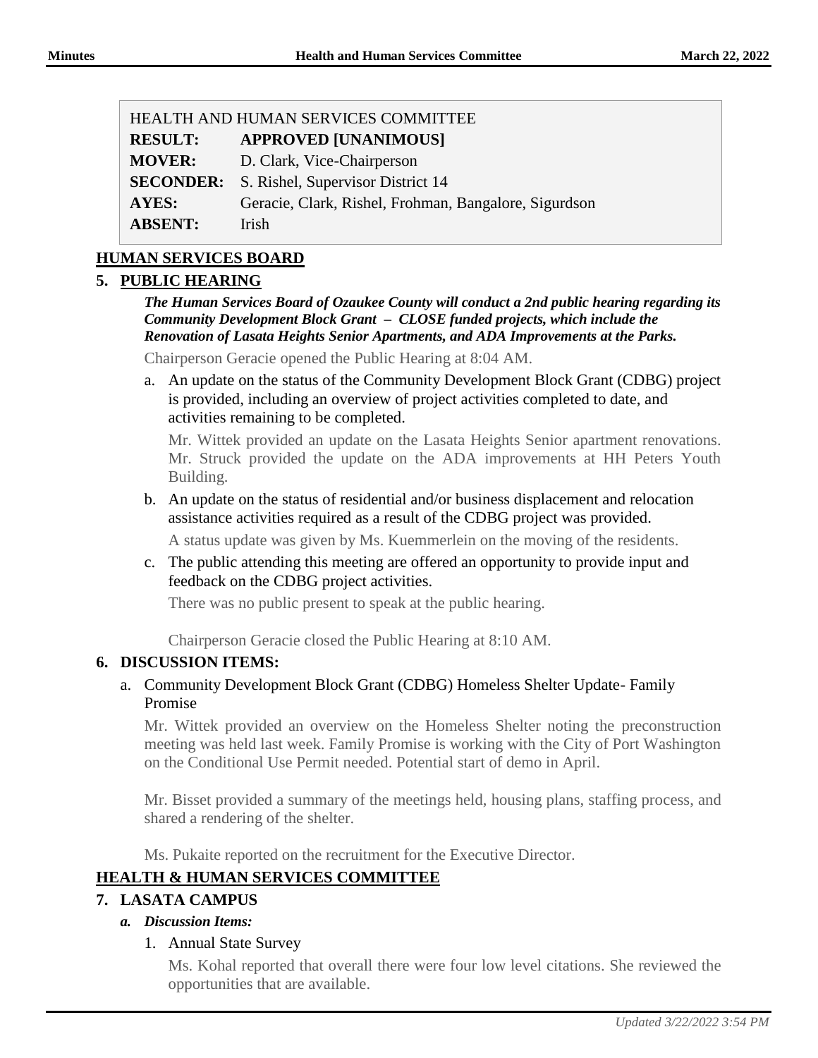| HEALTH AND HUMAN SERVICES COMMITTEE | |
|---|---|
| **RESULT:** | **APPROVED [UNANIMOUS]** |
| **MOVER:** | D. Clark, Vice-Chairperson |
| **SECONDER:** | S. Rishel, Supervisor District 14 |
| **AYES:** | Geracie, Clark, Rishel, Frohman, Bangalore, Sigurdson |
| **ABSENT:** | Irish |

## HUMAN SERVICES BOARD

### 5. PUBLIC HEARING

***The Human Services Board of Ozaukee County will conduct a 2nd public hearing regarding its Community Development Block Grant – CLOSE funded projects, which include the Renovation of Lasata Heights Senior Apartments, and ADA Improvements at the Parks.***

Chairperson Geracie opened the Public Hearing at 8:04 AM.

a. An update on the status of the Community Development Block Grant (CDBG) project is provided, including an overview of project activities completed to date, and activities remaining to be completed.

   Mr. Wittek provided an update on the Lasata Heights Senior apartment renovations. Mr. Struck provided the update on the ADA improvements at HH Peters Youth Building.

b. An update on the status of residential and/or business displacement and relocation assistance activities required as a result of the CDBG project was provided.

   A status update was given by Ms. Kuemmerlein on the moving of the residents.

c. The public attending this meeting are offered an opportunity to provide input and feedback on the CDBG project activities.

   There was no public present to speak at the public hearing.

   Chairperson Geracie closed the Public Hearing at 8:10 AM.

### 6. DISCUSSION ITEMS:

a. Community Development Block Grant (CDBG) Homeless Shelter Update- Family Promise

   Mr. Wittek provided an overview on the Homeless Shelter noting the preconstruction meeting was held last week. Family Promise is working with the City of Port Washington on the Conditional Use Permit needed. Potential start of demo in April.

   Mr. Bisset provided a summary of the meetings held, housing plans, staffing process, and shared a rendering of the shelter.

   Ms. Pukaite reported on the recruitment for the Executive Director.

## HEALTH & HUMAN SERVICES COMMITTEE

### 7. LASATA CAMPUS

***a. Discussion Items:***

1. Annual State Survey

   Ms. Kohal reported that overall there were four low level citations. She reviewed the opportunities that are available.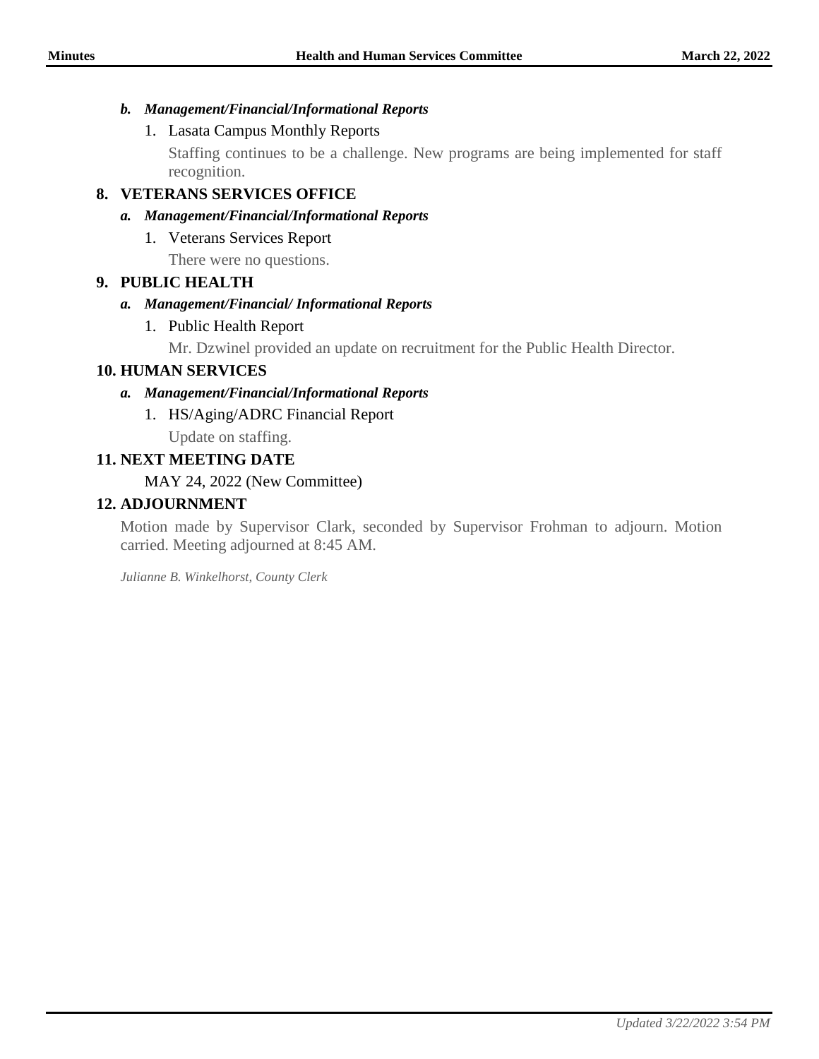***b. Management/Financial/Informational Reports***

1. Lasata Campus Monthly Reports

   Staffing continues to be a challenge. New programs are being implemented for staff recognition.

## 8. VETERANS SERVICES OFFICE

***a. Management/Financial/Informational Reports***

1. Veterans Services Report

   There were no questions.

## 9. PUBLIC HEALTH

***a. Management/Financial/ Informational Reports***

1. Public Health Report

   Mr. Dzwinel provided an update on recruitment for the Public Health Director.

## 10. HUMAN SERVICES

***a. Management/Financial/Informational Reports***

1. HS/Aging/ADRC Financial Report

   Update on staffing.

## 11. NEXT MEETING DATE

MAY 24, 2022 (New Committee)

## 12. ADJOURNMENT

Motion made by Supervisor Clark, seconded by Supervisor Frohman to adjourn. Motion carried. Meeting adjourned at 8:45 AM.

*Julianne B. Winkelhorst, County Clerk*